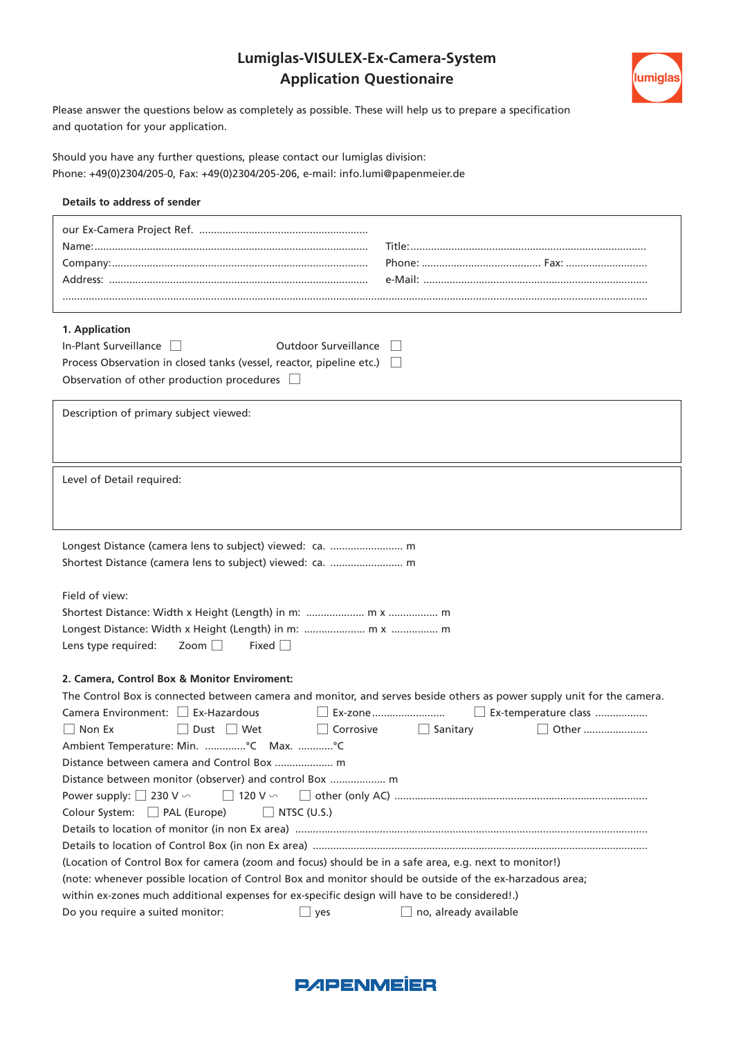# Lumiglas-VISULEX-Ex-Camera-System
## Application Questionaire

Please answer the questions below as completely as possible. These will help us to prepare a specification and quotation for your application.

Should you have any further questions, please contact our lumiglas division:
Phone: +49(0)2304/205-0, Fax: +49(0)2304/205-206, e-mail: info.lumi@papenmeier.de

**Details to address of sender**

our Ex-Camera Project Ref. ..........................................................

Name: ........................................................................................ Title: ................................................................................

Company: .................................................................................. Phone: ......................................... Fax: ............................

Address: .................................................................................... e-Mail: .............................................................................

..........................................................................................................................................................................................

### 1. Application

In-Plant Surveillance ☐ Outdoor Surveillance ☐

Process Observation in closed tanks (vessel, reactor, pipeline etc.) ☐

Observation of other production procedures ☐

Description of primary subject viewed:

Level of Detail required:

Longest Distance (camera lens to subject) viewed: ca. ......................... m

Shortest Distance (camera lens to subject) viewed: ca. ......................... m

Field of view:

Shortest Distance: Width x Height (Length) in m: .................... m x ................ m

Longest Distance: Width x Height (Length) in m: .................... m x ................ m

Lens type required: Zoom ☐ Fixed ☐

### 2. Camera, Control Box & Monitor Enviroment:

The Control Box is connected between camera and monitor, and serves beside others as power supply unit for the camera.

Camera Environment: ☐ Ex-Hazardous ☐ Ex-zone......................... ☐ Ex-temperature class ..................

☐ Non Ex ☐ Dust ☐ Wet ☐ Corrosive ☐ Sanitary ☐ Other ......................

Ambient Temperature: Min. ..............°C Max. ...........°C

Distance between camera and Control Box .................... m

Distance between monitor (observer) and control Box ................... m

Power supply: ☐ 230 V ∽ ☐ 120 V ∽ ☐ other (only AC) .......................................................................................

Colour System: ☐ PAL (Europe) ☐ NTSC (U.S.)

Details to location of monitor (in non Ex area) ........................................................................................................

Details to location of Control Box (in non Ex area) .................................................................................................

(Location of Control Box for camera (zoom and focus) should be in a safe area, e.g. next to monitor!)

(note: whenever possible location of Control Box and monitor should be outside of the ex-harzadous area; within ex-zones much additional expenses for ex-specific design will have to be considered!.)

Do you require a suited monitor: ☐ yes ☐ no, already available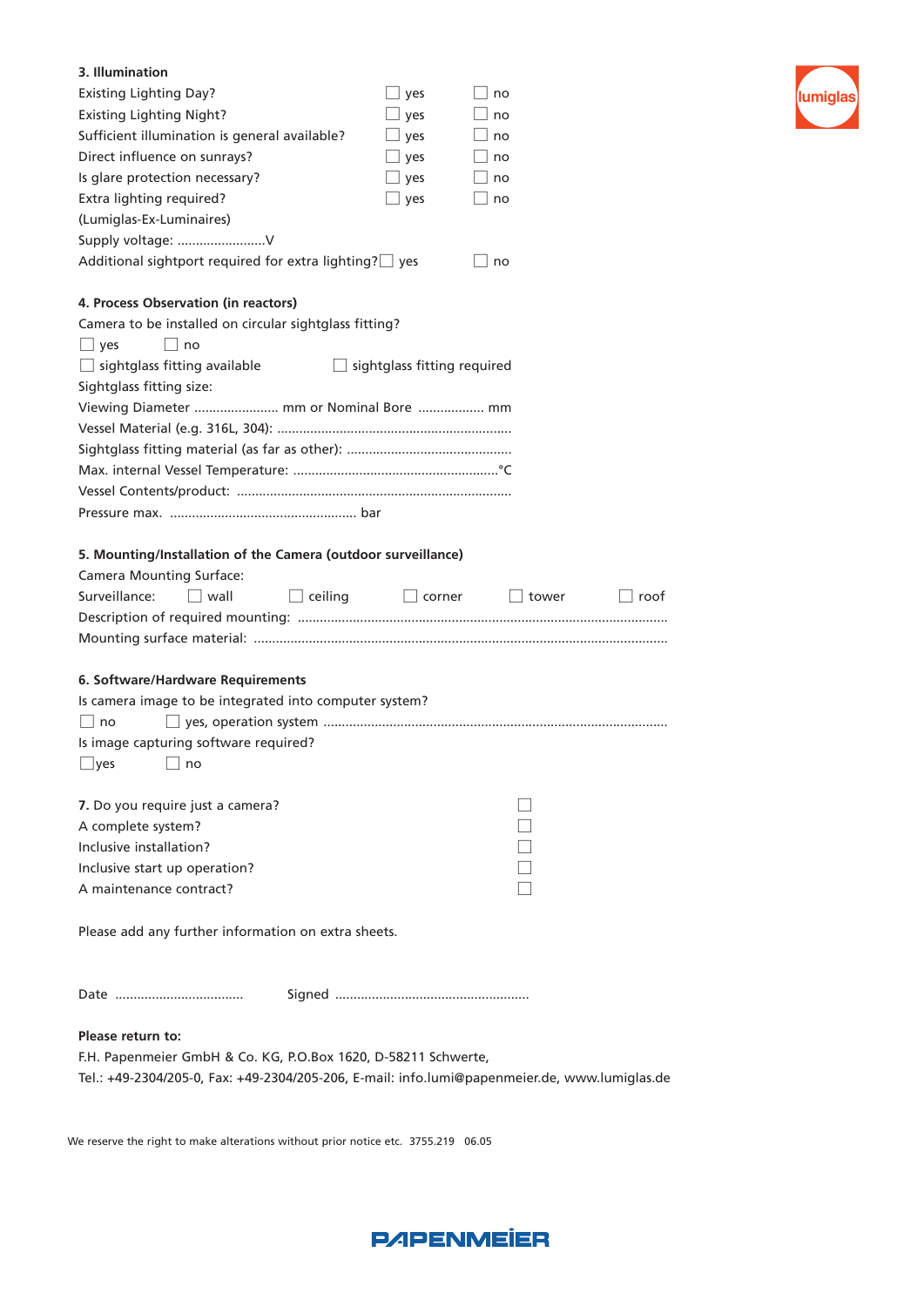**3. Illumination**

Existing Lighting Day? ☐ yes ☐ no

Existing Lighting Night? ☐ yes ☐ no

Sufficient illumination is general available? ☐ yes ☐ no

Direct influence on sunrays? ☐ yes ☐ no

Is glare protection necessary? ☐ yes ☐ no

Extra lighting required? ☐ yes ☐ no

(Lumiglas-Ex-Luminaires)

Supply voltage: ........................V

Additional sightport required for extra lighting? ☐ yes ☐ no

**4. Process Observation (in reactors)**

Camera to be installed on circular sightglass fitting?

☐ yes ☐ no

☐ sightglass fitting available ☐ sightglass fitting required

Sightglass fitting size:

Viewing Diameter ....................... mm or Nominal Bore .................. mm

Vessel Material (e.g. 316L, 304): ...............................................................

Sightglass fitting material (as far as other): .............................................

Max. internal Vessel Temperature: .......................................................°C

Vessel Contents/product: ..........................................................................

Pressure max. .................................................. bar

**5. Mounting/Installation of the Camera (outdoor surveillance)**

Camera Mounting Surface:

Surveillance: ☐ wall ☐ ceiling ☐ corner ☐ tower ☐ roof

Description of required mounting: ....................................................................................................

Mounting surface material: ...............................................................................................................

**6. Software/Hardware Requirements**

Is camera image to be integrated into computer system?

☐ no ☐ yes, operation system ............................................................................................

Is image capturing software required?

☐ yes ☐ no

**7.** Do you require just a camera? ☐

A complete system? ☐

Inclusive installation? ☐

Inclusive start up operation? ☐

A maintenance contract? ☐

Please add any further information on extra sheets.

Date ................................... Signed .....................................................

**Please return to:**

F.H. Papenmeier GmbH & Co. KG, P.O.Box 1620, D-58211 Schwerte,

Tel.: +49-2304/205-0, Fax: +49-2304/205-206, E-mail: info.lumi@papenmeier.de, www.lumiglas.de

We reserve the right to make alterations without prior notice etc. 3755.219 06.05